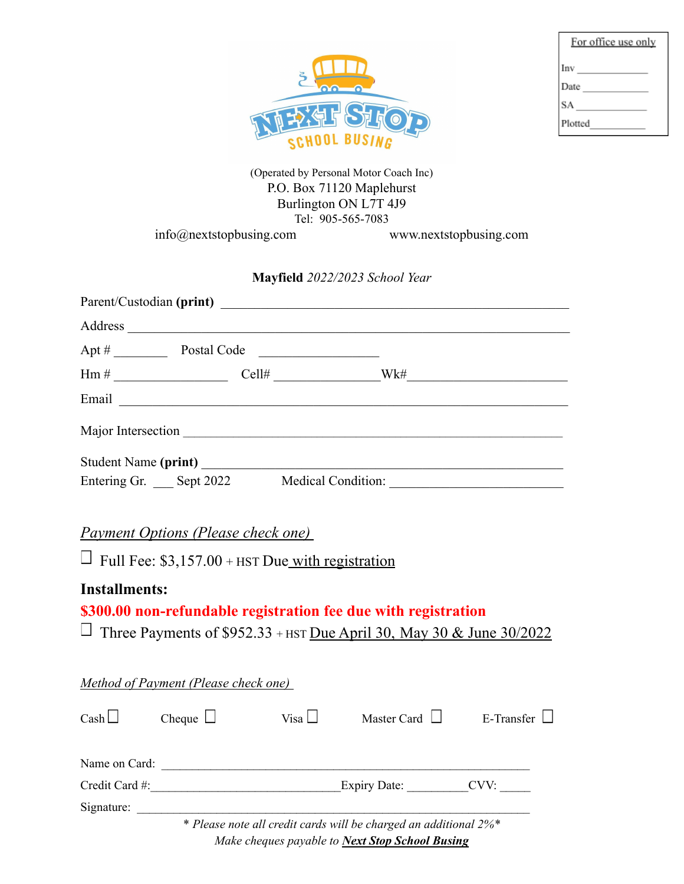| For office use only |
| --- |
| Inv ____________ |
| Date ____________ |
| SA ____________ |
| Plotted__________ |

NEXT STOP SCHOOL BUSING

(Operated by Personal Motor Coach Inc)
P.O. Box 71120 Maplehurst
Burlington ON L7T 4J9
Tel: 905-565-7083

info@nextstopbusing.com www.nextstopbusing.com

**Mayfield** *2022/2023 School Year*

Parent/Custodian **(print)** ____________________________________________________

Address ____________________________________________________________

Apt # ________ Postal Code __________________

Hm # _________________ Cell# ________________Wk#________________________

Email ______________________________________________________________

Major Intersection _____________________________________________________

Student Name **(print)** ________________________________________________

Entering Gr. ___ Sept 2022 Medical Condition: ________________________

*Payment Options (Please check one)*

☐ Full Fee: $3,157.00 + HST Due with registration

**Installments:**

**$300.00 non-refundable registration fee due with registration**

☐ Three Payments of $952.33 + HST Due April 30, May 30 & June 30/2022

*Method of Payment (Please check one)*

Cash ☐ Cheque ☐ Visa ☐ Master Card ☐ E-Transfer ☐

Name on Card: _______________________________________________________

Credit Card #:_____________________________Expiry Date: __________CVV: _____

Signature: _________________________________________________________

*\* Please note all credit cards will be charged an additional 2%\**

*Make cheques payable to* ***Next Stop School Busing***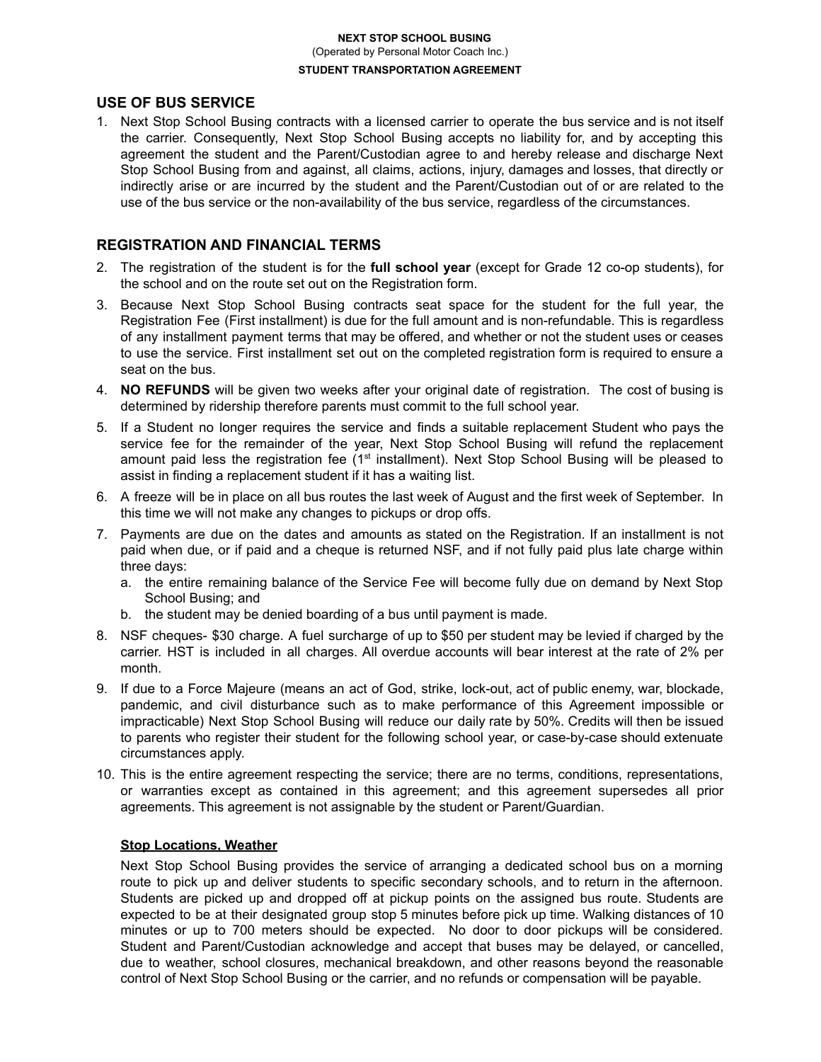**NEXT STOP SCHOOL BUSING**
(Operated by Personal Motor Coach Inc.)
**STUDENT TRANSPORTATION AGREEMENT**

## USE OF BUS SERVICE

1. Next Stop School Busing contracts with a licensed carrier to operate the bus service and is not itself the carrier. Consequently, Next Stop School Busing accepts no liability for, and by accepting this agreement the student and the Parent/Custodian agree to and hereby release and discharge Next Stop School Busing from and against, all claims, actions, injury, damages and losses, that directly or indirectly arise or are incurred by the student and the Parent/Custodian out of or are related to the use of the bus service or the non-availability of the bus service, regardless of the circumstances.

## REGISTRATION AND FINANCIAL TERMS

2. The registration of the student is for the **full school year** (except for Grade 12 co-op students), for the school and on the route set out on the Registration form.
3. Because Next Stop School Busing contracts seat space for the student for the full year, the Registration Fee (First installment) is due for the full amount and is non-refundable. This is regardless of any installment payment terms that may be offered, and whether or not the student uses or ceases to use the service. First installment set out on the completed registration form is required to ensure a seat on the bus.
4. **NO REFUNDS** will be given two weeks after your original date of registration. The cost of busing is determined by ridership therefore parents must commit to the full school year.
5. If a Student no longer requires the service and finds a suitable replacement Student who pays the service fee for the remainder of the year, Next Stop School Busing will refund the replacement amount paid less the registration fee (1st installment). Next Stop School Busing will be pleased to assist in finding a replacement student if it has a waiting list.
6. A freeze will be in place on all bus routes the last week of August and the first week of September. In this time we will not make any changes to pickups or drop offs.
7. Payments are due on the dates and amounts as stated on the Registration. If an installment is not paid when due, or if paid and a cheque is returned NSF, and if not fully paid plus late charge within three days:
   a. the entire remaining balance of the Service Fee will become fully due on demand by Next Stop School Busing; and
   b. the student may be denied boarding of a bus until payment is made.
8. NSF cheques- $30 charge. A fuel surcharge of up to $50 per student may be levied if charged by the carrier. HST is included in all charges. All overdue accounts will bear interest at the rate of 2% per month.
9. If due to a Force Majeure (means an act of God, strike, lock-out, act of public enemy, war, blockade, pandemic, and civil disturbance such as to make performance of this Agreement impossible or impracticable) Next Stop School Busing will reduce our daily rate by 50%. Credits will then be issued to parents who register their student for the following school year, or case-by-case should extenuate circumstances apply.
10. This is the entire agreement respecting the service; there are no terms, conditions, representations, or warranties except as contained in this agreement; and this agreement supersedes all prior agreements. This agreement is not assignable by the student or Parent/Guardian.

### Stop Locations, Weather

Next Stop School Busing provides the service of arranging a dedicated school bus on a morning route to pick up and deliver students to specific secondary schools, and to return in the afternoon. Students are picked up and dropped off at pickup points on the assigned bus route. Students are expected to be at their designated group stop 5 minutes before pick up time. Walking distances of 10 minutes or up to 700 meters should be expected. No door to door pickups will be considered. Student and Parent/Custodian acknowledge and accept that buses may be delayed, or cancelled, due to weather, school closures, mechanical breakdown, and other reasons beyond the reasonable control of Next Stop School Busing or the carrier, and no refunds or compensation will be payable.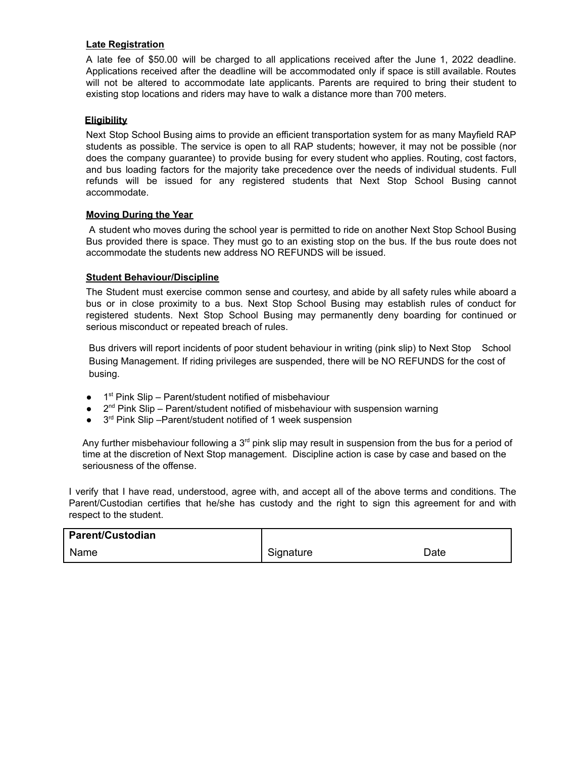**Late Registration**

A late fee of $50.00 will be charged to all applications received after the June 1, 2022 deadline. Applications received after the deadline will be accommodated only if space is still available. Routes will not be altered to accommodate late applicants. Parents are required to bring their student to existing stop locations and riders may have to walk a distance more than 700 meters.

**Eligibility**

Next Stop School Busing aims to provide an efficient transportation system for as many Mayfield RAP students as possible. The service is open to all RAP students; however, it may not be possible (nor does the company guarantee) to provide busing for every student who applies. Routing, cost factors, and bus loading factors for the majority take precedence over the needs of individual students. Full refunds will be issued for any registered students that Next Stop School Busing cannot accommodate.

**Moving During the Year**

A student who moves during the school year is permitted to ride on another Next Stop School Busing Bus provided there is space. They must go to an existing stop on the bus. If the bus route does not accommodate the students new address NO REFUNDS will be issued.

**Student Behaviour/Discipline**

The Student must exercise common sense and courtesy, and abide by all safety rules while aboard a bus or in close proximity to a bus. Next Stop School Busing may establish rules of conduct for registered students. Next Stop School Busing may permanently deny boarding for continued or serious misconduct or repeated breach of rules.

Bus drivers will report incidents of poor student behaviour in writing (pink slip) to Next Stop School Busing Management. If riding privileges are suspended, there will be NO REFUNDS for the cost of busing.

- 1st Pink Slip – Parent/student notified of misbehaviour
- 2nd Pink Slip – Parent/student notified of misbehaviour with suspension warning
- 3rd Pink Slip –Parent/student notified of 1 week suspension

Any further misbehaviour following a 3rd pink slip may result in suspension from the bus for a period of time at the discretion of Next Stop management. Discipline action is case by case and based on the seriousness of the offense.

I verify that I have read, understood, agree with, and accept all of the above terms and conditions. The Parent/Custodian certifies that he/she has custody and the right to sign this agreement for and with respect to the student.

| **Parent/Custodian** | | |
|---|---|---|
| Name | Signature | Date |